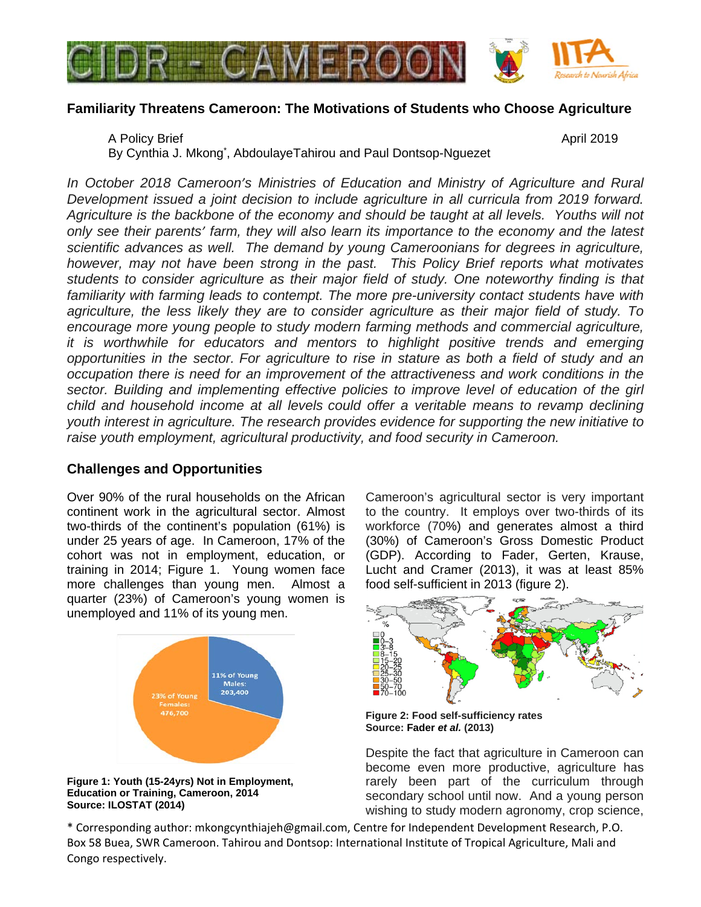# Familiarity Threatens Cameroon: The Motivations of Students who Choose Agriculture

A Policy Brief — April 2019

By Cynthia J. Mkong*, AbdoulayeTahirou and Paul Dontsop-Nguezet

*In October 2018 Cameroon's Ministries of Education and Ministry of Agriculture and Rural Development issued a joint decision to include agriculture in all curricula from 2019 forward. Agriculture is the backbone of the economy and should be taught at all levels. Youths will not only see their parents' farm, they will also learn its importance to the economy and the latest scientific advances as well. The demand by young Cameroonians for degrees in agriculture, however, may not have been strong in the past. This Policy Brief reports what motivates students to consider agriculture as their major field of study. One noteworthy finding is that familiarity with farming leads to contempt. The more pre-university contact students have with agriculture, the less likely they are to consider agriculture as their major field of study. To encourage more young people to study modern farming methods and commercial agriculture, it is worthwhile for educators and mentors to highlight positive trends and emerging opportunities in the sector. For agriculture to rise in stature as both a field of study and an occupation there is need for an improvement of the attractiveness and work conditions in the sector. Building and implementing effective policies to improve level of education of the girl child and household income at all levels could offer a veritable means to revamp declining youth interest in agriculture. The research provides evidence for supporting the new initiative to raise youth employment, agricultural productivity, and food security in Cameroon.*

## Challenges and Opportunities

Over 90% of the rural households on the African continent work in the agricultural sector. Almost two-thirds of the continent's population (61%) is under 25 years of age. In Cameroon, 17% of the cohort was not in employment, education, or training in 2014; Figure 1. Young women face more challenges than young men. Almost a quarter (23%) of Cameroon's young women is unemployed and 11% of its young men.

23% of Young Females: 476,700

11% of Young Males: 203,400

**Figure 1: Youth (15-24yrs) Not in Employment, Education or Training, Cameroon, 2014**
**Source: ILOSTAT (2014)**

Cameroon's agricultural sector is very important to the country. It employs over two-thirds of its workforce (70%) and generates almost a third (30%) of Cameroon's Gross Domestic Product (GDP). According to Fader, Gerten, Krause, Lucht and Cramer (2013), it was at least 85% food self-sufficient in 2013 (figure 2).

%: 0, 0–3, 3–8, 8–15, 15–20, 20–25, 25–30, 30–50, 50–70, 70–100

**Figure 2: Food self-sufficiency rates**
**Source: Fader *et al.* (2013)**

Despite the fact that agriculture in Cameroon can become even more productive, agriculture has rarely been part of the curriculum through secondary school until now. And a young person wishing to study modern agronomy, crop science,

* Corresponding author: mkongcynthiajeh@gmail.com, Centre for Independent Development Research, P.O. Box 58 Buea, SWR Cameroon. Tahirou and Dontsop: International Institute of Tropical Agriculture, Mali and Congo respectively.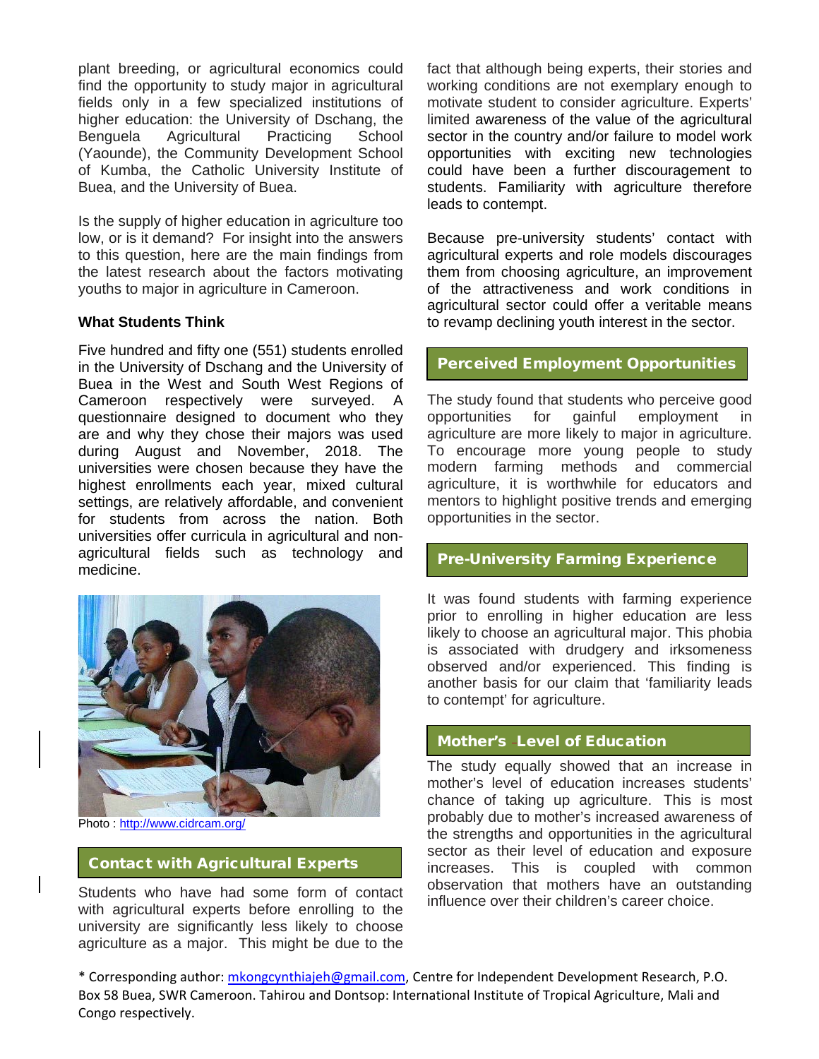plant breeding, or agricultural economics could find the opportunity to study major in agricultural fields only in a few specialized institutions of higher education: the University of Dschang, the Benguela Agricultural Practicing School (Yaounde), the Community Development School of Kumba, the Catholic University Institute of Buea, and the University of Buea.

Is the supply of higher education in agriculture too low, or is it demand? For insight into the answers to this question, here are the main findings from the latest research about the factors motivating youths to major in agriculture in Cameroon.

**What Students Think**

Five hundred and fifty one (551) students enrolled in the University of Dschang and the University of Buea in the West and South West Regions of Cameroon respectively were surveyed. A questionnaire designed to document who they are and why they chose their majors was used during August and November, 2018. The universities were chosen because they have the highest enrollments each year, mixed cultural settings, are relatively affordable, and convenient for students from across the nation. Both universities offer curricula in agricultural and non-agricultural fields such as technology and medicine.

Photo : http://www.cidrcam.org/

## Contact with Agricultural Experts

Students who have had some form of contact with agricultural experts before enrolling to the university are significantly less likely to choose agriculture as a major. This might be due to the fact that although being experts, their stories and working conditions are not exemplary enough to motivate student to consider agriculture. Experts' limited awareness of the value of the agricultural sector in the country and/or failure to model work opportunities with exciting new technologies could have been a further discouragement to students. Familiarity with agriculture therefore leads to contempt.

Because pre-university students' contact with agricultural experts and role models discourages them from choosing agriculture, an improvement of the attractiveness and work conditions in agricultural sector could offer a veritable means to revamp declining youth interest in the sector.

## Perceived Employment Opportunities

The study found that students who perceive good opportunities for gainful employment in agriculture are more likely to major in agriculture. To encourage more young people to study modern farming methods and commercial agriculture, it is worthwhile for educators and mentors to highlight positive trends and emerging opportunities in the sector.

## Pre-University Farming Experience

It was found students with farming experience prior to enrolling in higher education are less likely to choose an agricultural major. This phobia is associated with drudgery and irksomeness observed and/or experienced. This finding is another basis for our claim that 'familiarity leads to contempt' for agriculture.

## Mother's Level of Education

The study equally showed that an increase in mother's level of education increases students' chance of taking up agriculture. This is most probably due to mother's increased awareness of the strengths and opportunities in the agricultural sector as their level of education and exposure increases. This is coupled with common observation that mothers have an outstanding influence over their children's career choice.

* Corresponding author: mkongcynthiajeh@gmail.com, Centre for Independent Development Research, P.O. Box 58 Buea, SWR Cameroon. Tahirou and Dontsop: International Institute of Tropical Agriculture, Mali and Congo respectively.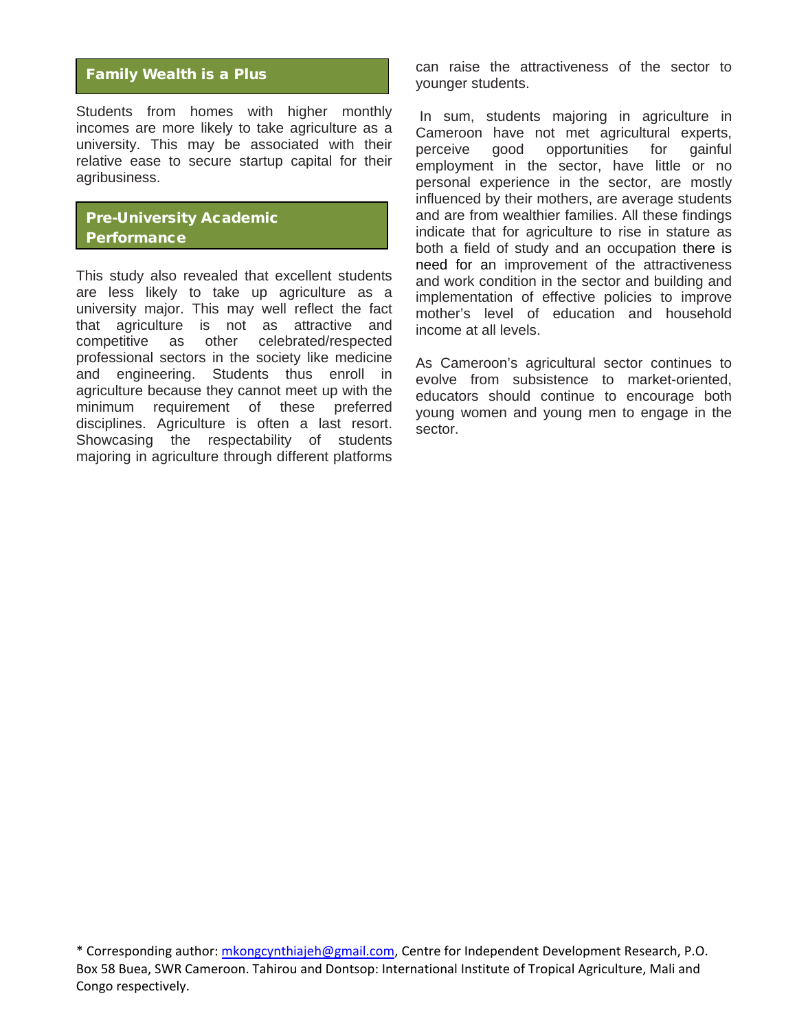## Family Wealth is a Plus

Students from homes with higher monthly incomes are more likely to take agriculture as a university. This may be associated with their relative ease to secure startup capital for their agribusiness.

## Pre-University Academic Performance

This study also revealed that excellent students are less likely to take up agriculture as a university major. This may well reflect the fact that agriculture is not as attractive and competitive as other celebrated/respected professional sectors in the society like medicine and engineering. Students thus enroll in agriculture because they cannot meet up with the minimum requirement of these preferred disciplines. Agriculture is often a last resort. Showcasing the respectability of students majoring in agriculture through different platforms can raise the attractiveness of the sector to younger students.

In sum, students majoring in agriculture in Cameroon have not met agricultural experts, perceive good opportunities for gainful employment in the sector, have little or no personal experience in the sector, are mostly influenced by their mothers, are average students and are from wealthier families. All these findings indicate that for agriculture to rise in stature as both a field of study and an occupation there is need for an improvement of the attractiveness and work condition in the sector and building and implementation of effective policies to improve mother's level of education and household income at all levels.

As Cameroon's agricultural sector continues to evolve from subsistence to market-oriented, educators should continue to encourage both young women and young men to engage in the sector.

\* Corresponding author: mkongcynthiajeh@gmail.com, Centre for Independent Development Research, P.O. Box 58 Buea, SWR Cameroon. Tahirou and Dontsop: International Institute of Tropical Agriculture, Mali and Congo respectively.